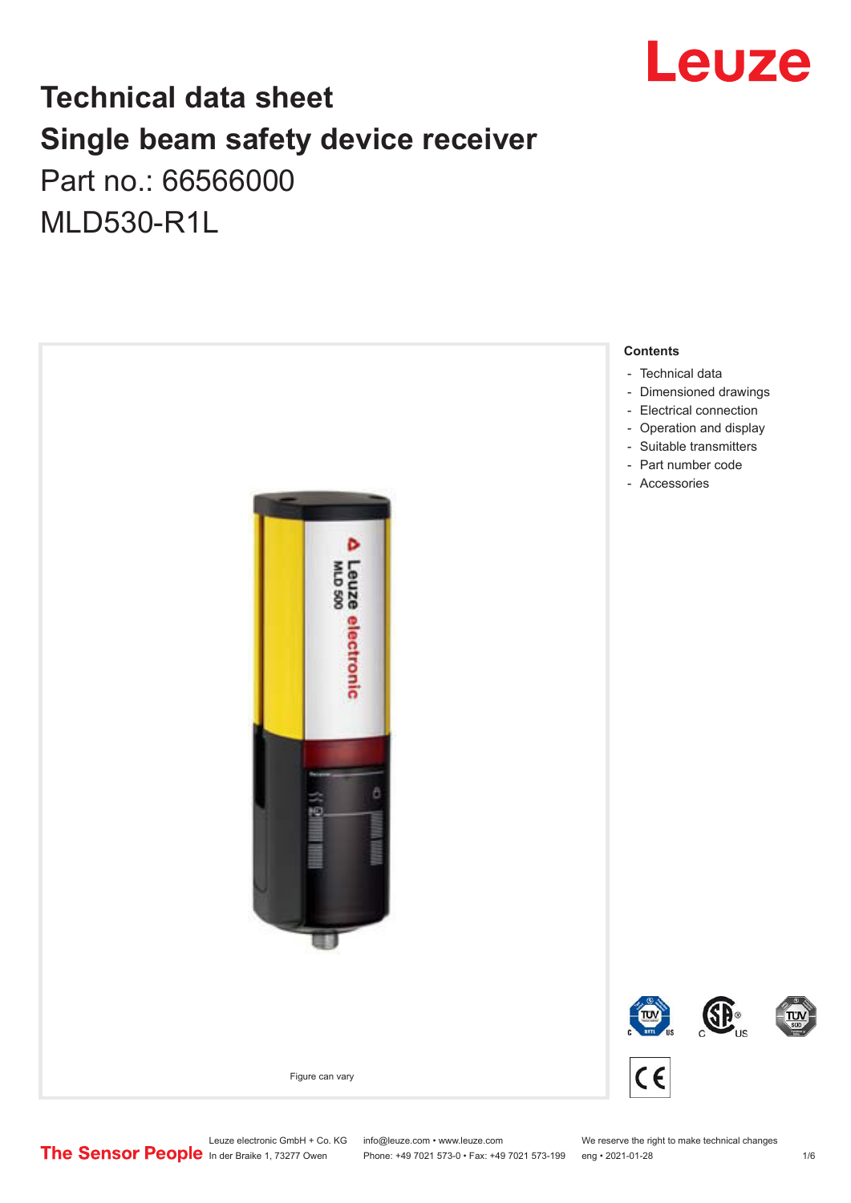# Technical data sheet

# Single beam safety device receiver

Part no.: 66566000

MLD530-R1L

Figure can vary

**Contents**

- Technical data
- Dimensioned drawings
- Electrical connection
- Operation and display
- Suitable transmitters
- Part number code
- Accessories

Leuze electronic GmbH + Co. KG
In der Braike 1, 73277 Owen

info@leuze.com • www.leuze.com
Phone: +49 7021 573-0 • Fax: +49 7021 573-199

We reserve the right to make technical changes
eng • 2021-01-28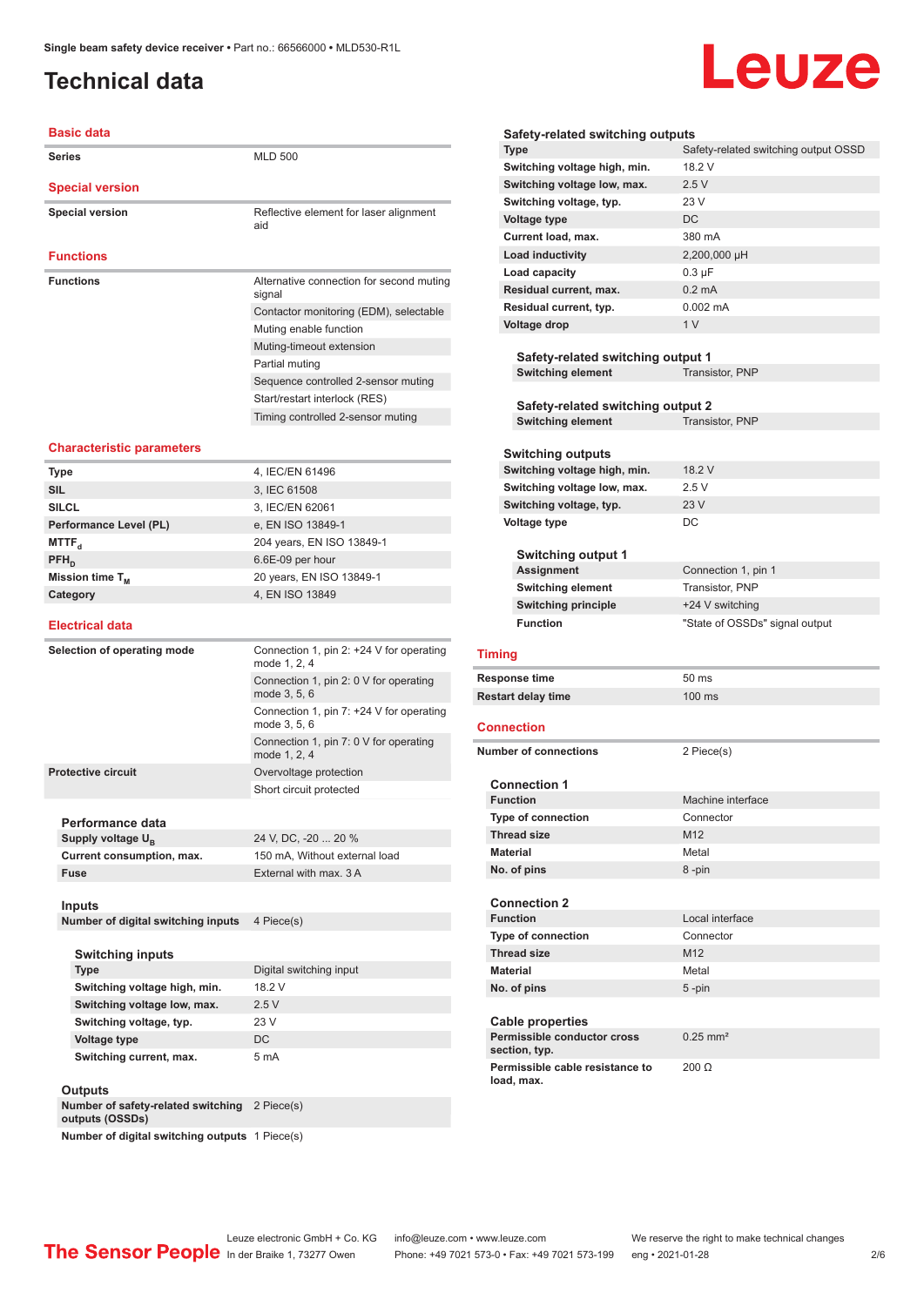# Technical data

## Basic data

| | |
|---|---|
| **Series** | MLD 500 |

## Special version

| | |
|---|---|
| **Special version** | Reflective element for laser alignment aid |

## Functions

| | |
|---|---|
| **Functions** | Alternative connection for second muting signal |
| | Contactor monitoring (EDM), selectable |
| | Muting enable function |
| | Muting-timeout extension |
| | Partial muting |
| | Sequence controlled 2-sensor muting |
| | Start/restart interlock (RES) |
| | Timing controlled 2-sensor muting |

## Characteristic parameters

| | |
|---|---|
| **Type** | 4, IEC/EN 61496 |
| **SIL** | 3, IEC 61508 |
| **SILCL** | 3, IEC/EN 62061 |
| **Performance Level (PL)** | e, EN ISO 13849-1 |
| **$MTTF_d$** | 204 years, EN ISO 13849-1 |
| **$PFH_D$** | 6.6E-09 per hour |
| **Mission time $T_M$** | 20 years, EN ISO 13849-1 |
| **Category** | 4, EN ISO 13849 |

## Electrical data

| | |
|---|---|
| **Selection of operating mode** | Connection 1, pin 2: +24 V for operating mode 1, 2, 4 |
| | Connection 1, pin 2: 0 V for operating mode 3, 5, 6 |
| | Connection 1, pin 7: +24 V for operating mode 3, 5, 6 |
| | Connection 1, pin 7: 0 V for operating mode 1, 2, 4 |
| **Protective circuit** | Overvoltage protection |
| | Short circuit protected |

### Performance data

| | |
|---|---|
| **Supply voltage $U_B$** | 24 V, DC, -20 ... 20 % |
| **Current consumption, max.** | 150 mA, Without external load |
| **Fuse** | External with max. 3 A |

### Inputs

| | |
|---|---|
| **Number of digital switching inputs** | 4 Piece(s) |

#### Switching inputs

| | |
|---|---|
| **Type** | Digital switching input |
| **Switching voltage high, min.** | 18.2 V |
| **Switching voltage low, max.** | 2.5 V |
| **Switching voltage, typ.** | 23 V |
| **Voltage type** | DC |
| **Switching current, max.** | 5 mA |

### Outputs

| | |
|---|---|
| **Number of safety-related switching outputs (OSSDs)** | 2 Piece(s) |
| **Number of digital switching outputs** | 1 Piece(s) |

### Safety-related switching outputs

| | |
|---|---|
| **Type** | Safety-related switching output OSSD |
| **Switching voltage high, min.** | 18.2 V |
| **Switching voltage low, max.** | 2.5 V |
| **Switching voltage, typ.** | 23 V |
| **Voltage type** | DC |
| **Current load, max.** | 380 mA |
| **Load inductivity** | 2,200,000 µH |
| **Load capacity** | 0.3 µF |
| **Residual current, max.** | 0.2 mA |
| **Residual current, typ.** | 0.002 mA |
| **Voltage drop** | 1 V |

#### Safety-related switching output 1

| | |
|---|---|
| **Switching element** | Transistor, PNP |

#### Safety-related switching output 2

| | |
|---|---|
| **Switching element** | Transistor, PNP |

### Switching outputs

| | |
|---|---|
| **Switching voltage high, min.** | 18.2 V |
| **Switching voltage low, max.** | 2.5 V |
| **Switching voltage, typ.** | 23 V |
| **Voltage type** | DC |

#### Switching output 1

| | |
|---|---|
| **Assignment** | Connection 1, pin 1 |
| **Switching element** | Transistor, PNP |
| **Switching principle** | +24 V switching |
| **Function** | "State of OSSDs" signal output |

## Timing

| | |
|---|---|
| **Response time** | 50 ms |
| **Restart delay time** | 100 ms |

## Connection

| | |
|---|---|
| **Number of connections** | 2 Piece(s) |

### Connection 1

| | |
|---|---|
| **Function** | Machine interface |
| **Type of connection** | Connector |
| **Thread size** | M12 |
| **Material** | Metal |
| **No. of pins** | 8 -pin |

### Connection 2

| | |
|---|---|
| **Function** | Local interface |
| **Type of connection** | Connector |
| **Thread size** | M12 |
| **Material** | Metal |
| **No. of pins** | 5 -pin |

### Cable properties

| | |
|---|---|
| **Permissible conductor cross section, typ.** | 0.25 mm² |
| **Permissible cable resistance to load, max.** | 200 Ω |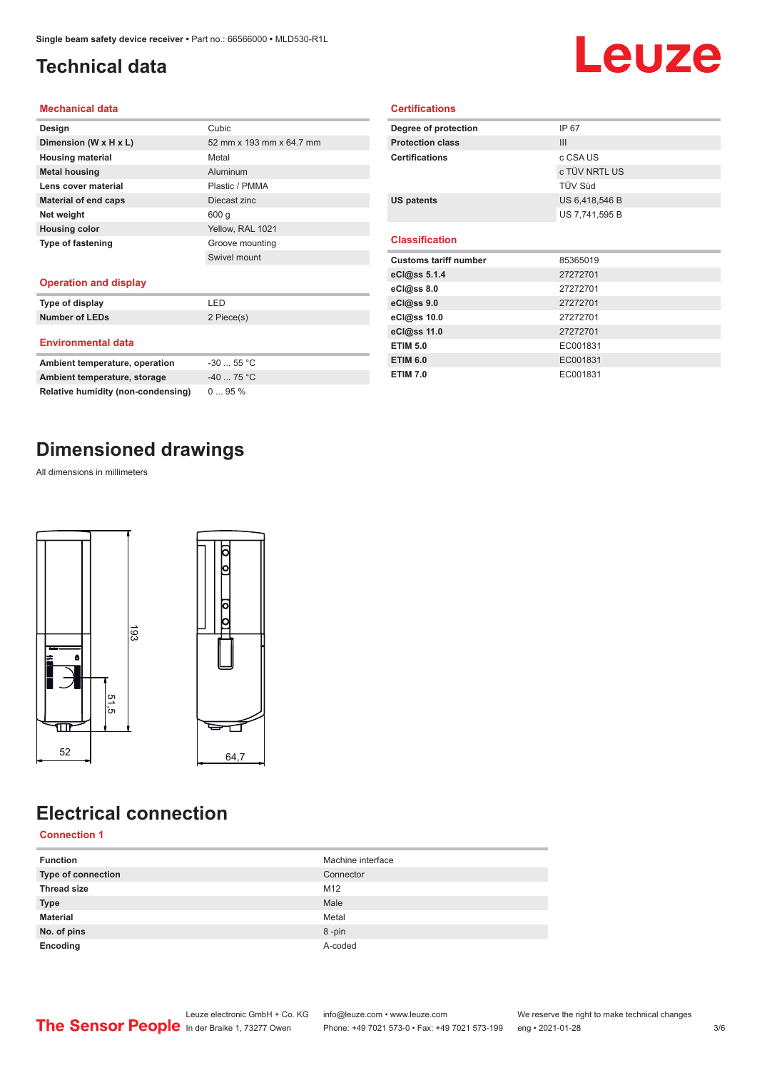# Technical data

## Mechanical data

| | |
|---|---|
| **Design** | Cubic |
| **Dimension (W x H x L)** | 52 mm x 193 mm x 64.7 mm |
| **Housing material** | Metal |
| **Metal housing** | Aluminum |
| **Lens cover material** | Plastic / PMMA |
| **Material of end caps** | Diecast zinc |
| **Net weight** | 600 g |
| **Housing color** | Yellow, RAL 1021 |
| **Type of fastening** | Groove mounting |
| | Swivel mount |

## Operation and display

| | |
|---|---|
| **Type of display** | LED |
| **Number of LEDs** | 2 Piece(s) |

## Environmental data

| | |
|---|---|
| **Ambient temperature, operation** | -30 ... 55 °C |
| **Ambient temperature, storage** | -40 ... 75 °C |
| **Relative humidity (non-condensing)** | 0 ... 95 % |

## Certifications

| | |
|---|---|
| **Degree of protection** | IP 67 |
| **Protection class** | III |
| **Certifications** | c CSA US |
| | c TÜV NRTL US |
| | TÜV Süd |
| **US patents** | US 6,418,546 B |
| | US 7,741,595 B |

## Classification

| | |
|---|---|
| **Customs tariff number** | 85365019 |
| **eCl@ss 5.1.4** | 27272701 |
| **eCl@ss 8.0** | 27272701 |
| **eCl@ss 9.0** | 27272701 |
| **eCl@ss 10.0** | 27272701 |
| **eCl@ss 11.0** | 27272701 |
| **ETIM 5.0** | EC001831 |
| **ETIM 6.0** | EC001831 |
| **ETIM 7.0** | EC001831 |

# Dimensioned drawings

All dimensions in millimeters

193

51,5

52

64,7

# Electrical connection

## Connection 1

| | |
|---|---|
| **Function** | Machine interface |
| **Type of connection** | Connector |
| **Thread size** | M12 |
| **Type** | Male |
| **Material** | Metal |
| **No. of pins** | 8 -pin |
| **Encoding** | A-coded |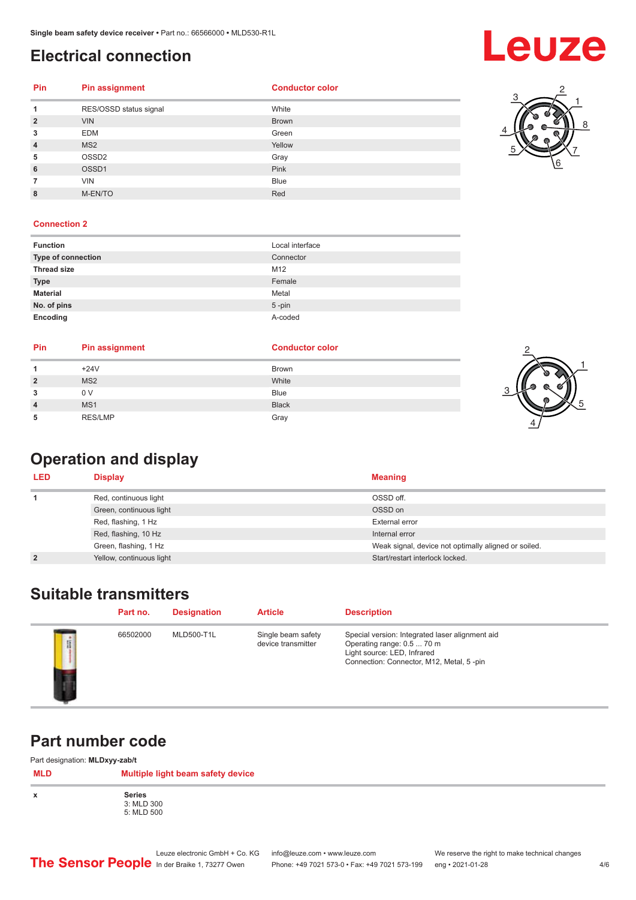# Electrical connection

| Pin | Pin assignment | Conductor color |
|---|---|---|
| 1 | RES/OSSD status signal | White |
| 2 | VIN | Brown |
| 3 | EDM | Green |
| 4 | MS2 | Yellow |
| 5 | OSSD2 | Gray |
| 6 | OSSD1 | Pink |
| 7 | VIN | Blue |
| 8 | M-EN/TO | Red |

### Connection 2

| | |
|---|---|
| **Function** | Local interface |
| **Type of connection** | Connector |
| **Thread size** | M12 |
| **Type** | Female |
| **Material** | Metal |
| **No. of pins** | 5 -pin |
| **Encoding** | A-coded |

| Pin | Pin assignment | Conductor color |
|---|---|---|
| 1 | +24V | Brown |
| 2 | MS2 | White |
| 3 | 0 V | Blue |
| 4 | MS1 | Black |
| 5 | RES/LMP | Gray |

# Operation and display

| LED | Display | Meaning |
|---|---|---|
| 1 | Red, continuous light | OSSD off. |
| | Green, continuous light | OSSD on |
| | Red, flashing, 1 Hz | External error |
| | Red, flashing, 10 Hz | Internal error |
| | Green, flashing, 1 Hz | Weak signal, device not optimally aligned or soiled. |
| 2 | Yellow, continuous light | Start/restart interlock locked. |

# Suitable transmitters

| Part no. | Designation | Article | Description |
|---|---|---|---|
| 66502000 | MLD500-T1L | Single beam safety device transmitter | Special version: Integrated laser alignment aid<br>Operating range: 0.5 ... 70 m<br>Light source: LED, Infrared<br>Connection: Connector, M12, Metal, 5 -pin |

# Part number code

Part designation: **MLDxyy-zab/t**

| MLD | Multiple light beam safety device |
|---|---|
| x | **Series**<br>3: MLD 300<br>5: MLD 500 |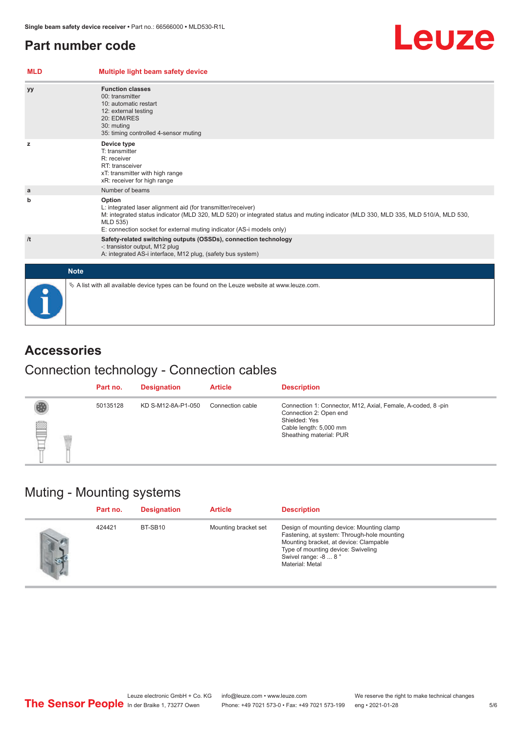## Part number code

| MLD | Multiple light beam safety device |
|---|---|
| yy | **Function classes**<br>00: transmitter<br>10: automatic restart<br>12: external testing<br>20: EDM/RES<br>30: muting<br>35: timing controlled 4-sensor muting |
| z | **Device type**<br>T: transmitter<br>R: receiver<br>RT: transceiver<br>xT: transmitter with high range<br>xR: receiver for high range |
| a | Number of beams |
| b | **Option**<br>L: integrated laser alignment aid (for transmitter/receiver)<br>M: integrated status indicator (MLD 320, MLD 520) or integrated status and muting indicator (MLD 330, MLD 335, MLD 510/A, MLD 530, MLD 535)<br>E: connection socket for external muting indicator (AS-i models only) |
| /t | **Safety-related switching outputs (OSSDs), connection technology**<br>-: transistor output, M12 plug<br>A: integrated AS-i interface, M12 plug, (safety bus system) |

**Note**

↳ A list with all available device types can be found on the Leuze website at www.leuze.com.

# Accessories

## Connection technology - Connection cables

| Part no. | Designation | Article | Description |
|---|---|---|---|
| 50135128 | KD S-M12-8A-P1-050 | Connection cable | Connection 1: Connector, M12, Axial, Female, A-coded, 8 -pin<br>Connection 2: Open end<br>Shielded: Yes<br>Cable length: 5,000 mm<br>Sheathing material: PUR |

## Muting - Mounting systems

| Part no. | Designation | Article | Description |
|---|---|---|---|
| 424421 | BT-SB10 | Mounting bracket set | Design of mounting device: Mounting clamp<br>Fastening, at system: Through-hole mounting<br>Mounting bracket, at device: Clampable<br>Type of mounting device: Swiveling<br>Swivel range: -8 ... 8 °<br>Material: Metal |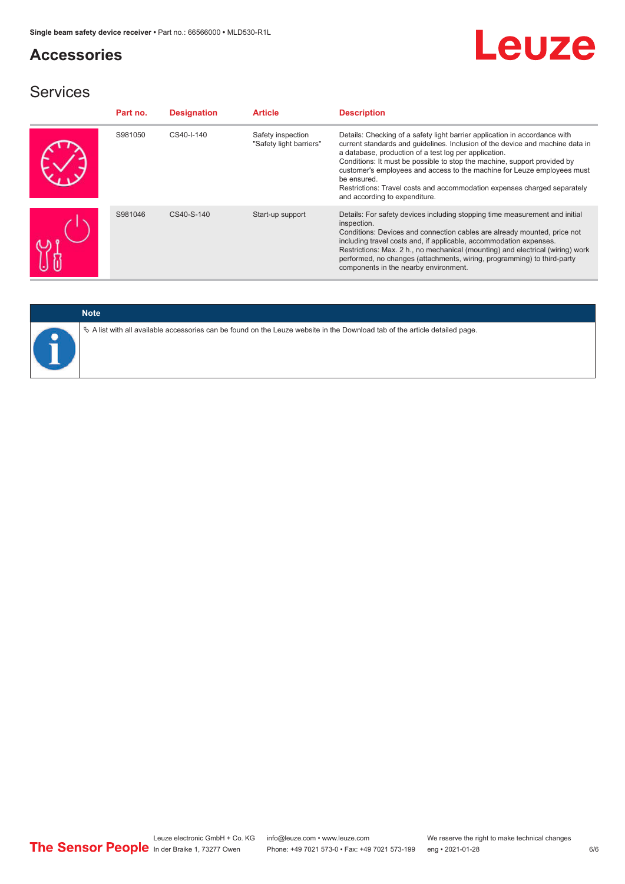## Accessories

### Services

| | Part no. | Designation | Article | Description |
| --- | --- | --- | --- | --- |
| | S981050 | CS40-I-140 | Safety inspection "Safety light barriers" | Details: Checking of a safety light barrier application in accordance with current standards and guidelines. Inclusion of the device and machine data in a database, production of a test log per application.<br>Conditions: It must be possible to stop the machine, support provided by customer's employees and access to the machine for Leuze employees must be ensured.<br>Restrictions: Travel costs and accommodation expenses charged separately and according to expenditure. |
| | S981046 | CS40-S-140 | Start-up support | Details: For safety devices including stopping time measurement and initial inspection.<br>Conditions: Devices and connection cables are already mounted, price not including travel costs and, if applicable, accommodation expenses.<br>Restrictions: Max. 2 h., no mechanical (mounting) and electrical (wiring) work performed, no changes (attachments, wiring, programming) to third-party components in the nearby environment. |

**Note**

↳ A list with all available accessories can be found on the Leuze website in the Download tab of the article detailed page.